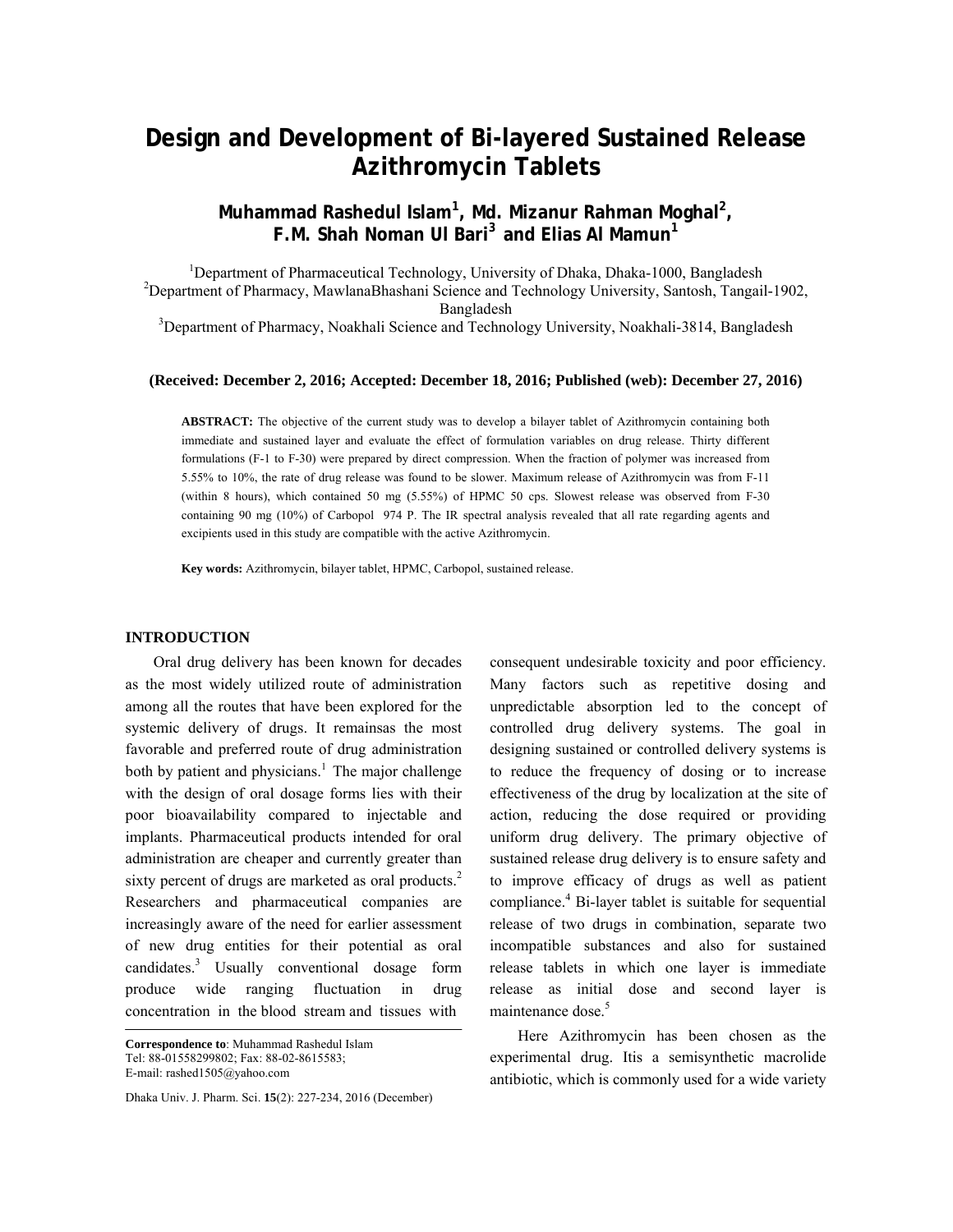# Design and Development of Bi-layered Sustained Release Azithromycin Tablets

**Muhammad Rashedul Islam[1], Md. Mizanur Rahman Moghal[2], F.M. Shah Noman Ul Bari[3] and Elias Al Mamun[1]**

[1]Department of Pharmaceutical Technology, University of Dhaka, Dhaka-1000, Bangladesh
[2]Department of Pharmacy, MawlanaBhashani Science and Technology University, Santosh, Tangail-1902, Bangladesh
[3]Department of Pharmacy, Noakhali Science and Technology University, Noakhali-3814, Bangladesh

**(Received: December 2, 2016; Accepted: December 18, 2016; Published (web): December 27, 2016)**

**ABSTRACT:** The objective of the current study was to develop a bilayer tablet of Azithromycin containing both immediate and sustained layer and evaluate the effect of formulation variables on drug release. Thirty different formulations (F-1 to F-30) were prepared by direct compression. When the fraction of polymer was increased from 5.55% to 10%, the rate of drug release was found to be slower. Maximum release of Azithromycin was from F-11 (within 8 hours), which contained 50 mg (5.55%) of HPMC 50 cps. Slowest release was observed from F-30 containing 90 mg (10%) of Carbopol 974 P. The IR spectral analysis revealed that all rate regarding agents and excipients used in this study are compatible with the active Azithromycin.

**Key words:** Azithromycin, bilayer tablet, HPMC, Carbopol, sustained release.

## INTRODUCTION

Oral drug delivery has been known for decades as the most widely utilized route of administration among all the routes that have been explored for the systemic delivery of drugs. It remainsas the most favorable and preferred route of drug administration both by patient and physicians.[1] The major challenge with the design of oral dosage forms lies with their poor bioavailability compared to injectable and implants. Pharmaceutical products intended for oral administration are cheaper and currently greater than sixty percent of drugs are marketed as oral products.[2] Researchers and pharmaceutical companies are increasingly aware of the need for earlier assessment of new drug entities for their potential as oral candidates.[3] Usually conventional dosage form produce wide ranging fluctuation in drug concentration in the blood stream and tissues with consequent undesirable toxicity and poor efficiency. Many factors such as repetitive dosing and unpredictable absorption led to the concept of controlled drug delivery systems. The goal in designing sustained or controlled delivery systems is to reduce the frequency of dosing or to increase effectiveness of the drug by localization at the site of action, reducing the dose required or providing uniform drug delivery. The primary objective of sustained release drug delivery is to ensure safety and to improve efficacy of drugs as well as patient compliance.[4] Bi-layer tablet is suitable for sequential release of two drugs in combination, separate two incompatible substances and also for sustained release tablets in which one layer is immediate release as initial dose and second layer is maintenance dose.[5]

Here Azithromycin has been chosen as the experimental drug. Itis a semisynthetic macrolide antibiotic, which is commonly used for a wide variety

**Correspondence to**: Muhammad Rashedul Islam
Tel: 88-01558299802; Fax: 88-02-8615583;
E-mail: rashed1505@yahoo.com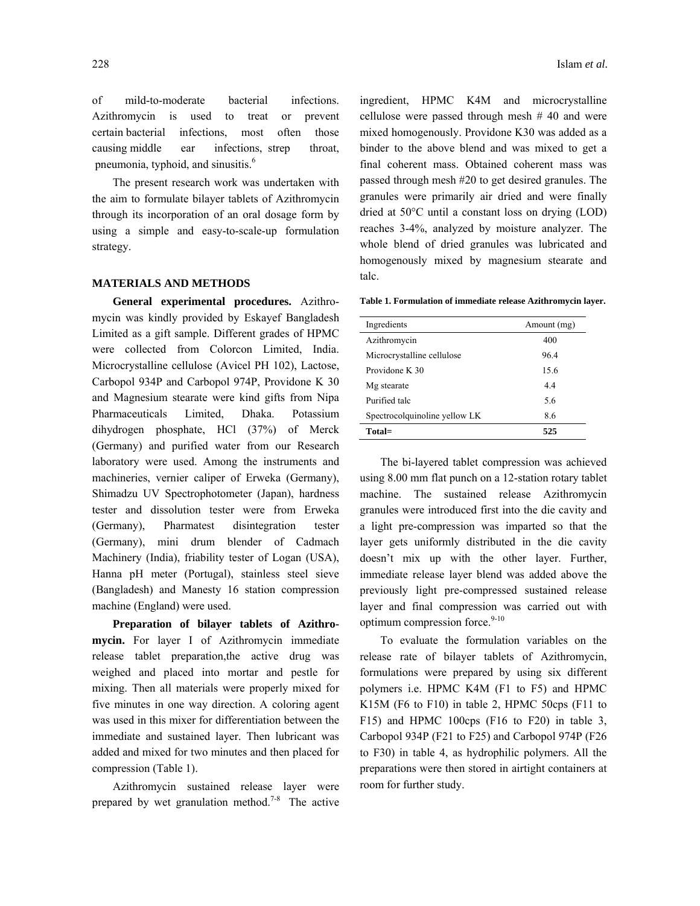of mild-to-moderate bacterial infections. Azithromycin is used to treat or prevent certain bacterial infections, most often those causing middle ear infections, strep throat, pneumonia, typhoid, and sinusitis.[6]

The present research work was undertaken with the aim to formulate bilayer tablets of Azithromycin through its incorporation of an oral dosage form by using a simple and easy-to-scale-up formulation strategy.

## MATERIALS AND METHODS

**General experimental procedures.** Azithromycin was kindly provided by Eskayef Bangladesh Limited as a gift sample. Different grades of HPMC were collected from Colorcon Limited, India. Microcrystalline cellulose (Avicel PH 102), Lactose, Carbopol 934P and Carbopol 974P, Providone K 30 and Magnesium stearate were kind gifts from Nipa Pharmaceuticals Limited, Dhaka. Potassium dihydrogen phosphate, HCl (37%) of Merck (Germany) and purified water from our Research laboratory were used. Among the instruments and machineries, vernier caliper of Erweka (Germany), Shimadzu UV Spectrophotometer (Japan), hardness tester and dissolution tester were from Erweka (Germany), Pharmatest disintegration tester (Germany), mini drum blender of Cadmach Machinery (India), friability tester of Logan (USA), Hanna pH meter (Portugal), stainless steel sieve (Bangladesh) and Manesty 16 station compression machine (England) were used.

**Preparation of bilayer tablets of Azithromycin.** For layer I of Azithromycin immediate release tablet preparation,the active drug was weighed and placed into mortar and pestle for mixing. Then all materials were properly mixed for five minutes in one way direction. A coloring agent was used in this mixer for differentiation between the immediate and sustained layer. Then lubricant was added and mixed for two minutes and then placed for compression (Table 1).

Azithromycin sustained release layer were prepared by wet granulation method.[7-8] The active ingredient, HPMC K4M and microcrystalline cellulose were passed through mesh # 40 and were mixed homogenously. Providone K30 was added as a binder to the above blend and was mixed to get a final coherent mass. Obtained coherent mass was passed through mesh #20 to get desired granules. The granules were primarily air dried and were finally dried at 50°C until a constant loss on drying (LOD) reaches 3-4%, analyzed by moisture analyzer. The whole blend of dried granules was lubricated and homogenously mixed by magnesium stearate and talc.

**Table 1. Formulation of immediate release Azithromycin layer.**

| Ingredients | Amount (mg) |
|---|---|
| Azithromycin | 400 |
| Microcrystalline cellulose | 96.4 |
| Providone K 30 | 15.6 |
| Mg stearate | 4.4 |
| Purified talc | 5.6 |
| Spectrocolquinoline yellow LK | 8.6 |
| **Total=** | **525** |

The bi-layered tablet compression was achieved using 8.00 mm flat punch on a 12-station rotary tablet machine. The sustained release Azithromycin granules were introduced first into the die cavity and a light pre-compression was imparted so that the layer gets uniformly distributed in the die cavity doesn't mix up with the other layer. Further, immediate release layer blend was added above the previously light pre-compressed sustained release layer and final compression was carried out with optimum compression force.[9-10]

To evaluate the formulation variables on the release rate of bilayer tablets of Azithromycin, formulations were prepared by using six different polymers i.e. HPMC K4M (F1 to F5) and HPMC K15M (F6 to F10) in table 2, HPMC 50cps (F11 to F15) and HPMC 100cps (F16 to F20) in table 3, Carbopol 934P (F21 to F25) and Carbopol 974P (F26 to F30) in table 4, as hydrophilic polymers. All the preparations were then stored in airtight containers at room for further study.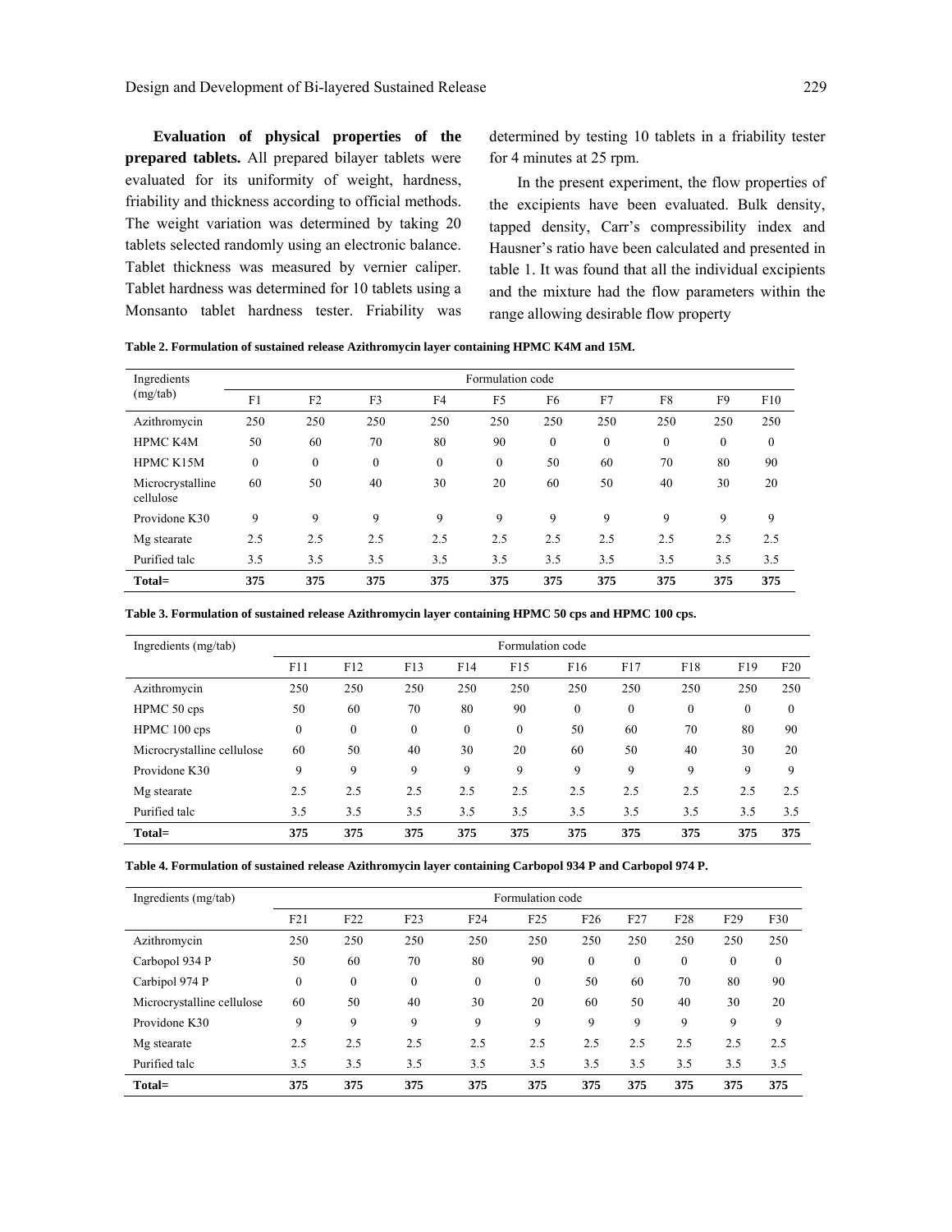**Evaluation of physical properties of the prepared tablets.** All prepared bilayer tablets were evaluated for its uniformity of weight, hardness, friability and thickness according to official methods. The weight variation was determined by taking 20 tablets selected randomly using an electronic balance. Tablet thickness was measured by vernier caliper. Tablet hardness was determined for 10 tablets using a Monsanto tablet hardness tester. Friability was determined by testing 10 tablets in a friability tester for 4 minutes at 25 rpm.

In the present experiment, the flow properties of the excipients have been evaluated. Bulk density, tapped density, Carr's compressibility index and Hausner's ratio have been calculated and presented in table 1. It was found that all the individual excipients and the mixture had the flow parameters within the range allowing desirable flow property

**Table 2. Formulation of sustained release Azithromycin layer containing HPMC K4M and 15M.**

| Ingredients (mg/tab) | Formulation code | | | | | | | | | |
|---|---|---|---|---|---|---|---|---|---|---|
| | F1 | F2 | F3 | F4 | F5 | F6 | F7 | F8 | F9 | F10 |
| Azithromycin | 250 | 250 | 250 | 250 | 250 | 250 | 250 | 250 | 250 | 250 |
| HPMC K4M | 50 | 60 | 70 | 80 | 90 | 0 | 0 | 0 | 0 | 0 |
| HPMC K15M | 0 | 0 | 0 | 0 | 0 | 50 | 60 | 70 | 80 | 90 |
| Microcrystalline cellulose | 60 | 50 | 40 | 30 | 20 | 60 | 50 | 40 | 30 | 20 |
| Providone K30 | 9 | 9 | 9 | 9 | 9 | 9 | 9 | 9 | 9 | 9 |
| Mg stearate | 2.5 | 2.5 | 2.5 | 2.5 | 2.5 | 2.5 | 2.5 | 2.5 | 2.5 | 2.5 |
| Purified talc | 3.5 | 3.5 | 3.5 | 3.5 | 3.5 | 3.5 | 3.5 | 3.5 | 3.5 | 3.5 |
| **Total=** | **375** | **375** | **375** | **375** | **375** | **375** | **375** | **375** | **375** | **375** |

**Table 3. Formulation of sustained release Azithromycin layer containing HPMC 50 cps and HPMC 100 cps.**

| Ingredients (mg/tab) | Formulation code | | | | | | | | | |
|---|---|---|---|---|---|---|---|---|---|---|
| | F11 | F12 | F13 | F14 | F15 | F16 | F17 | F18 | F19 | F20 |
| Azithromycin | 250 | 250 | 250 | 250 | 250 | 250 | 250 | 250 | 250 | 250 |
| HPMC 50 cps | 50 | 60 | 70 | 80 | 90 | 0 | 0 | 0 | 0 | 0 |
| HPMC 100 cps | 0 | 0 | 0 | 0 | 0 | 50 | 60 | 70 | 80 | 90 |
| Microcrystalline cellulose | 60 | 50 | 40 | 30 | 20 | 60 | 50 | 40 | 30 | 20 |
| Providone K30 | 9 | 9 | 9 | 9 | 9 | 9 | 9 | 9 | 9 | 9 |
| Mg stearate | 2.5 | 2.5 | 2.5 | 2.5 | 2.5 | 2.5 | 2.5 | 2.5 | 2.5 | 2.5 |
| Purified talc | 3.5 | 3.5 | 3.5 | 3.5 | 3.5 | 3.5 | 3.5 | 3.5 | 3.5 | 3.5 |
| **Total=** | **375** | **375** | **375** | **375** | **375** | **375** | **375** | **375** | **375** | **375** |

**Table 4. Formulation of sustained release Azithromycin layer containing Carbopol 934 P and Carbopol 974 P.**

| Ingredients (mg/tab) | Formulation code | | | | | | | | | |
|---|---|---|---|---|---|---|---|---|---|---|
| | F21 | F22 | F23 | F24 | F25 | F26 | F27 | F28 | F29 | F30 |
| Azithromycin | 250 | 250 | 250 | 250 | 250 | 250 | 250 | 250 | 250 | 250 |
| Carbopol 934 P | 50 | 60 | 70 | 80 | 90 | 0 | 0 | 0 | 0 | 0 |
| Carbipol 974 P | 0 | 0 | 0 | 0 | 0 | 50 | 60 | 70 | 80 | 90 |
| Microcrystalline cellulose | 60 | 50 | 40 | 30 | 20 | 60 | 50 | 40 | 30 | 20 |
| Providone K30 | 9 | 9 | 9 | 9 | 9 | 9 | 9 | 9 | 9 | 9 |
| Mg stearate | 2.5 | 2.5 | 2.5 | 2.5 | 2.5 | 2.5 | 2.5 | 2.5 | 2.5 | 2.5 |
| Purified talc | 3.5 | 3.5 | 3.5 | 3.5 | 3.5 | 3.5 | 3.5 | 3.5 | 3.5 | 3.5 |
| **Total=** | **375** | **375** | **375** | **375** | **375** | **375** | **375** | **375** | **375** | **375** |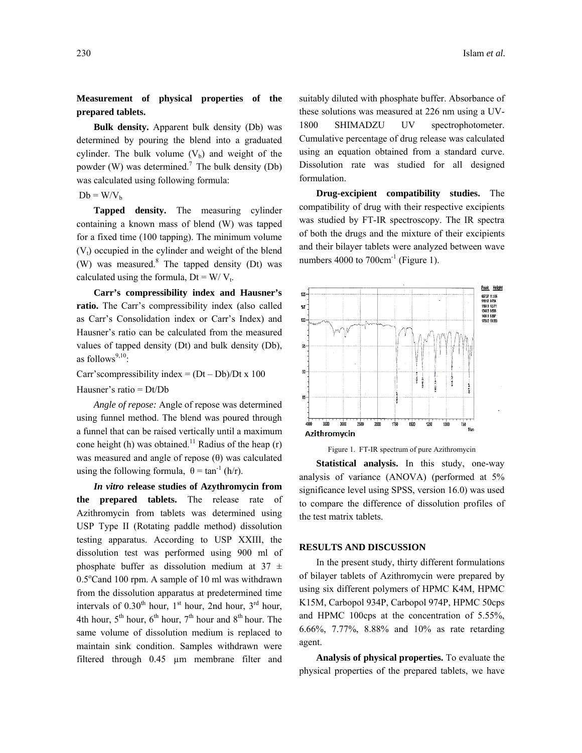**Measurement of physical properties of the prepared tablets.**

**Bulk density.** Apparent bulk density (Db) was determined by pouring the blend into a graduated cylinder. The bulk volume ($V_b$) and weight of the powder (W) was determined.[7] The bulk density (Db) was calculated using following formula:

$Db = W/V_b$

**Tapped density.** The measuring cylinder containing a known mass of blend (W) was tapped for a fixed time (100 tapping). The minimum volume ($V_t$) occupied in the cylinder and weight of the blend (W) was measured.[8] The tapped density (Dt) was calculated using the formula, $Dt = W/ V_t$.

**Carr's compressibility index and Hausner's ratio.** The Carr's compressibility index (also called as Carr's Consolidation index or Carr's Index) and Hausner's ratio can be calculated from the measured values of tapped density (Dt) and bulk density (Db), as follows[9,10]:

Carr'scompressibility index = $(Dt - Db)/Dt \times 100$

Hausner's ratio = $Dt/Db$

*Angle of repose:* Angle of repose was determined using funnel method. The blend was poured through a funnel that can be raised vertically until a maximum cone height (h) was obtained.[11] Radius of the heap (r) was measured and angle of repose (θ) was calculated using the following formula, $\theta = \tan^{-1}(h/r)$.

***In vitro* release studies of Azythromycin from the prepared tablets.** The release rate of Azithromycin from tablets was determined using USP Type II (Rotating paddle method) dissolution testing apparatus. According to USP XXIII, the dissolution test was performed using 900 ml of phosphate buffer as dissolution medium at 37 ± 0.5°Cand 100 rpm. A sample of 10 ml was withdrawn from the dissolution apparatus at predetermined time intervals of 0.30th hour, 1st hour, 2nd hour, 3rd hour, 4th hour, 5th hour, 6th hour, 7th hour and 8th hour. The same volume of dissolution medium is replaced to maintain sink condition. Samples withdrawn were filtered through 0.45 µm membrane filter and suitably diluted with phosphate buffer. Absorbance of these solutions was measured at 226 nm using a UV-1800 SHIMADZU UV spectrophotometer. Cumulative percentage of drug release was calculated using an equation obtained from a standard curve. Dissolution rate was studied for all designed formulation.

**Drug-excipient compatibility studies.** The compatibility of drug with their respective excipients was studied by FT-IR spectroscopy. The IR spectra of both the drugs and the mixture of their excipients and their bilayer tablets were analyzed between wave numbers 4000 to 700cm$^{-1}$ (Figure 1).

Figure 1. FT-IR spectrum of pure Azithromycin

**Statistical analysis.** In this study, one-way analysis of variance (ANOVA) (performed at 5% significance level using SPSS, version 16.0) was used to compare the difference of dissolution profiles of the test matrix tablets.

## RESULTS AND DISCUSSION

In the present study, thirty different formulations of bilayer tablets of Azithromycin were prepared by using six different polymers of HPMC K4M, HPMC K15M, Carbopol 934P, Carbopol 974P, HPMC 50cps and HPMC 100cps at the concentration of 5.55%, 6.66%, 7.77%, 8.88% and 10% as rate retarding agent.

**Analysis of physical properties.** To evaluate the physical properties of the prepared tablets, we have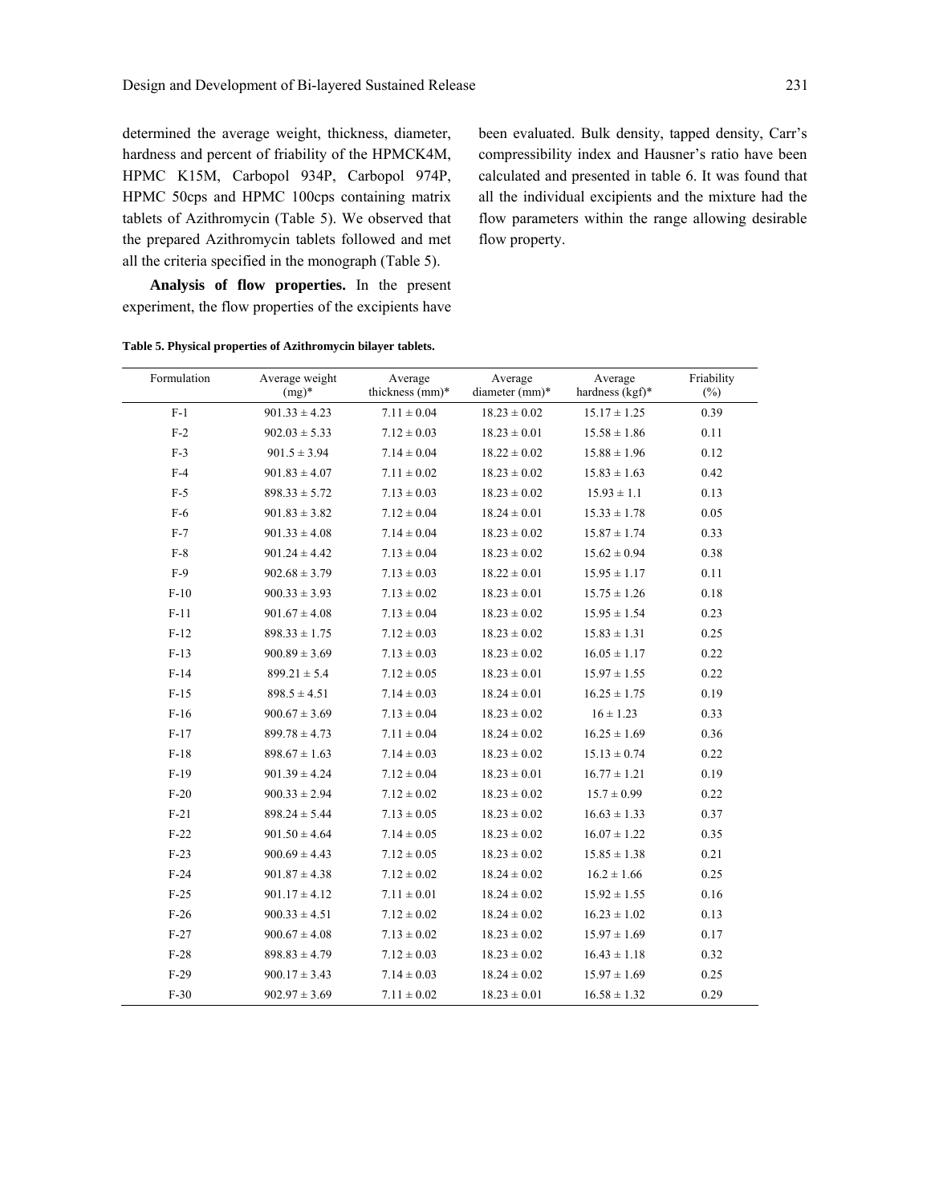determined the average weight, thickness, diameter, hardness and percent of friability of the HPMCK4M, HPMC K15M, Carbopol 934P, Carbopol 974P, HPMC 50cps and HPMC 100cps containing matrix tablets of Azithromycin (Table 5). We observed that the prepared Azithromycin tablets followed and met all the criteria specified in the monograph (Table 5).

**Analysis of flow properties.** In the present experiment, the flow properties of the excipients have been evaluated. Bulk density, tapped density, Carr's compressibility index and Hausner's ratio have been calculated and presented in table 6. It was found that all the individual excipients and the mixture had the flow parameters within the range allowing desirable flow property.

**Table 5. Physical properties of Azithromycin bilayer tablets.**

| Formulation | Average weight (mg)* | Average thickness (mm)* | Average diameter (mm)* | Average hardness (kgf)* | Friability (%) |
|---|---|---|---|---|---|
| F-1 | 901.33 ± 4.23 | 7.11 ± 0.04 | 18.23 ± 0.02 | 15.17 ± 1.25 | 0.39 |
| F-2 | 902.03 ± 5.33 | 7.12 ± 0.03 | 18.23 ± 0.01 | 15.58 ± 1.86 | 0.11 |
| F-3 | 901.5 ± 3.94 | 7.14 ± 0.04 | 18.22 ± 0.02 | 15.88 ± 1.96 | 0.12 |
| F-4 | 901.83 ± 4.07 | 7.11 ± 0.02 | 18.23 ± 0.02 | 15.83 ± 1.63 | 0.42 |
| F-5 | 898.33 ± 5.72 | 7.13 ± 0.03 | 18.23 ± 0.02 | 15.93 ± 1.1 | 0.13 |
| F-6 | 901.83 ± 3.82 | 7.12 ± 0.04 | 18.24 ± 0.01 | 15.33 ± 1.78 | 0.05 |
| F-7 | 901.33 ± 4.08 | 7.14 ± 0.04 | 18.23 ± 0.02 | 15.87 ± 1.74 | 0.33 |
| F-8 | 901.24 ± 4.42 | 7.13 ± 0.04 | 18.23 ± 0.02 | 15.62 ± 0.94 | 0.38 |
| F-9 | 902.68 ± 3.79 | 7.13 ± 0.03 | 18.22 ± 0.01 | 15.95 ± 1.17 | 0.11 |
| F-10 | 900.33 ± 3.93 | 7.13 ± 0.02 | 18.23 ± 0.01 | 15.75 ± 1.26 | 0.18 |
| F-11 | 901.67 ± 4.08 | 7.13 ± 0.04 | 18.23 ± 0.02 | 15.95 ± 1.54 | 0.23 |
| F-12 | 898.33 ± 1.75 | 7.12 ± 0.03 | 18.23 ± 0.02 | 15.83 ± 1.31 | 0.25 |
| F-13 | 900.89 ± 3.69 | 7.13 ± 0.03 | 18.23 ± 0.02 | 16.05 ± 1.17 | 0.22 |
| F-14 | 899.21 ± 5.4 | 7.12 ± 0.05 | 18.23 ± 0.01 | 15.97 ± 1.55 | 0.22 |
| F-15 | 898.5 ± 4.51 | 7.14 ± 0.03 | 18.24 ± 0.01 | 16.25 ± 1.75 | 0.19 |
| F-16 | 900.67 ± 3.69 | 7.13 ± 0.04 | 18.23 ± 0.02 | 16 ± 1.23 | 0.33 |
| F-17 | 899.78 ± 4.73 | 7.11 ± 0.04 | 18.24 ± 0.02 | 16.25 ± 1.69 | 0.36 |
| F-18 | 898.67 ± 1.63 | 7.14 ± 0.03 | 18.23 ± 0.02 | 15.13 ± 0.74 | 0.22 |
| F-19 | 901.39 ± 4.24 | 7.12 ± 0.04 | 18.23 ± 0.01 | 16.77 ± 1.21 | 0.19 |
| F-20 | 900.33 ± 2.94 | 7.12 ± 0.02 | 18.23 ± 0.02 | 15.7 ± 0.99 | 0.22 |
| F-21 | 898.24 ± 5.44 | 7.13 ± 0.05 | 18.23 ± 0.02 | 16.63 ± 1.33 | 0.37 |
| F-22 | 901.50 ± 4.64 | 7.14 ± 0.05 | 18.23 ± 0.02 | 16.07 ± 1.22 | 0.35 |
| F-23 | 900.69 ± 4.43 | 7.12 ± 0.05 | 18.23 ± 0.02 | 15.85 ± 1.38 | 0.21 |
| F-24 | 901.87 ± 4.38 | 7.12 ± 0.02 | 18.24 ± 0.02 | 16.2 ± 1.66 | 0.25 |
| F-25 | 901.17 ± 4.12 | 7.11 ± 0.01 | 18.24 ± 0.02 | 15.92 ± 1.55 | 0.16 |
| F-26 | 900.33 ± 4.51 | 7.12 ± 0.02 | 18.24 ± 0.02 | 16.23 ± 1.02 | 0.13 |
| F-27 | 900.67 ± 4.08 | 7.13 ± 0.02 | 18.23 ± 0.02 | 15.97 ± 1.69 | 0.17 |
| F-28 | 898.83 ± 4.79 | 7.12 ± 0.03 | 18.23 ± 0.02 | 16.43 ± 1.18 | 0.32 |
| F-29 | 900.17 ± 3.43 | 7.14 ± 0.03 | 18.24 ± 0.02 | 15.97 ± 1.69 | 0.25 |
| F-30 | 902.97 ± 3.69 | 7.11 ± 0.02 | 18.23 ± 0.01 | 16.58 ± 1.32 | 0.29 |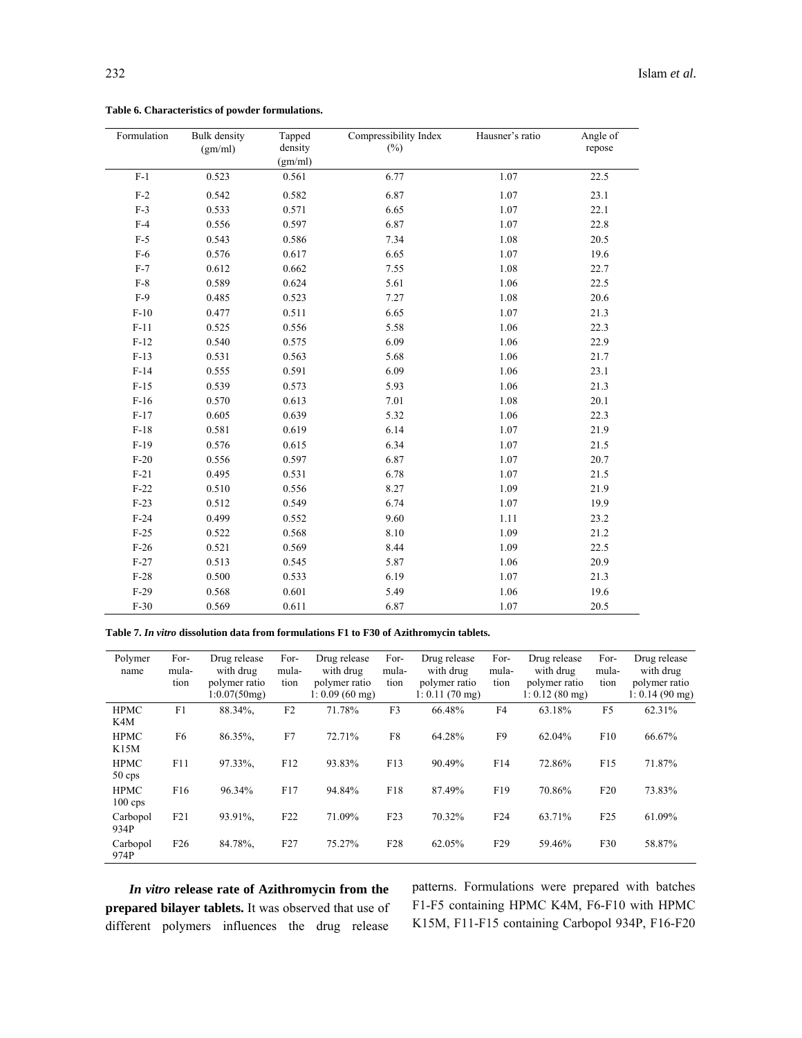**Table 6. Characteristics of powder formulations.**

| Formulation | Bulk density (gm/ml) | Tapped density (gm/ml) | Compressibility Index (%) | Hausner's ratio | Angle of repose |
|---|---|---|---|---|---|
| F-1 | 0.523 | 0.561 | 6.77 | 1.07 | 22.5 |
| F-2 | 0.542 | 0.582 | 6.87 | 1.07 | 23.1 |
| F-3 | 0.533 | 0.571 | 6.65 | 1.07 | 22.1 |
| F-4 | 0.556 | 0.597 | 6.87 | 1.07 | 22.8 |
| F-5 | 0.543 | 0.586 | 7.34 | 1.08 | 20.5 |
| F-6 | 0.576 | 0.617 | 6.65 | 1.07 | 19.6 |
| F-7 | 0.612 | 0.662 | 7.55 | 1.08 | 22.7 |
| F-8 | 0.589 | 0.624 | 5.61 | 1.06 | 22.5 |
| F-9 | 0.485 | 0.523 | 7.27 | 1.08 | 20.6 |
| F-10 | 0.477 | 0.511 | 6.65 | 1.07 | 21.3 |
| F-11 | 0.525 | 0.556 | 5.58 | 1.06 | 22.3 |
| F-12 | 0.540 | 0.575 | 6.09 | 1.06 | 22.9 |
| F-13 | 0.531 | 0.563 | 5.68 | 1.06 | 21.7 |
| F-14 | 0.555 | 0.591 | 6.09 | 1.06 | 23.1 |
| F-15 | 0.539 | 0.573 | 5.93 | 1.06 | 21.3 |
| F-16 | 0.570 | 0.613 | 7.01 | 1.08 | 20.1 |
| F-17 | 0.605 | 0.639 | 5.32 | 1.06 | 22.3 |
| F-18 | 0.581 | 0.619 | 6.14 | 1.07 | 21.9 |
| F-19 | 0.576 | 0.615 | 6.34 | 1.07 | 21.5 |
| F-20 | 0.556 | 0.597 | 6.87 | 1.07 | 20.7 |
| F-21 | 0.495 | 0.531 | 6.78 | 1.07 | 21.5 |
| F-22 | 0.510 | 0.556 | 8.27 | 1.09 | 21.9 |
| F-23 | 0.512 | 0.549 | 6.74 | 1.07 | 19.9 |
| F-24 | 0.499 | 0.552 | 9.60 | 1.11 | 23.2 |
| F-25 | 0.522 | 0.568 | 8.10 | 1.09 | 21.2 |
| F-26 | 0.521 | 0.569 | 8.44 | 1.09 | 22.5 |
| F-27 | 0.513 | 0.545 | 5.87 | 1.06 | 20.9 |
| F-28 | 0.500 | 0.533 | 6.19 | 1.07 | 21.3 |
| F-29 | 0.568 | 0.601 | 5.49 | 1.06 | 19.6 |
| F-30 | 0.569 | 0.611 | 6.87 | 1.07 | 20.5 |

**Table 7. *In vitro* dissolution data from formulations F1 to F30 of Azithromycin tablets.**

| Polymer name | Formulation | Drug release with drug polymer ratio 1:0.07(50mg) | Formulation | Drug release with drug polymer ratio 1: 0.09 (60 mg) | Formulation | Drug release with drug polymer ratio 1: 0.11 (70 mg) | Formulation | Drug release with drug polymer ratio 1: 0.12 (80 mg) | Formulation | Drug release with drug polymer ratio 1: 0.14 (90 mg) |
|---|---|---|---|---|---|---|---|---|---|---|
| HPMC K4M | F1 | 88.34%, | F2 | 71.78% | F3 | 66.48% | F4 | 63.18% | F5 | 62.31% |
| HPMC K15M | F6 | 86.35%, | F7 | 72.71% | F8 | 64.28% | F9 | 62.04% | F10 | 66.67% |
| HPMC 50 cps | F11 | 97.33%, | F12 | 93.83% | F13 | 90.49% | F14 | 72.86% | F15 | 71.87% |
| HPMC 100 cps | F16 | 96.34% | F17 | 94.84% | F18 | 87.49% | F19 | 70.86% | F20 | 73.83% |
| Carbopol 934P | F21 | 93.91%, | F22 | 71.09% | F23 | 70.32% | F24 | 63.71% | F25 | 61.09% |
| Carbopol 974P | F26 | 84.78%, | F27 | 75.27% | F28 | 62.05% | F29 | 59.46% | F30 | 58.87% |

***In vitro* release rate of Azithromycin from the prepared bilayer tablets.** It was observed that use of different polymers influences the drug release patterns. Formulations were prepared with batches F1-F5 containing HPMC K4M, F6-F10 with HPMC K15M, F11-F15 containing Carbopol 934P, F16-F20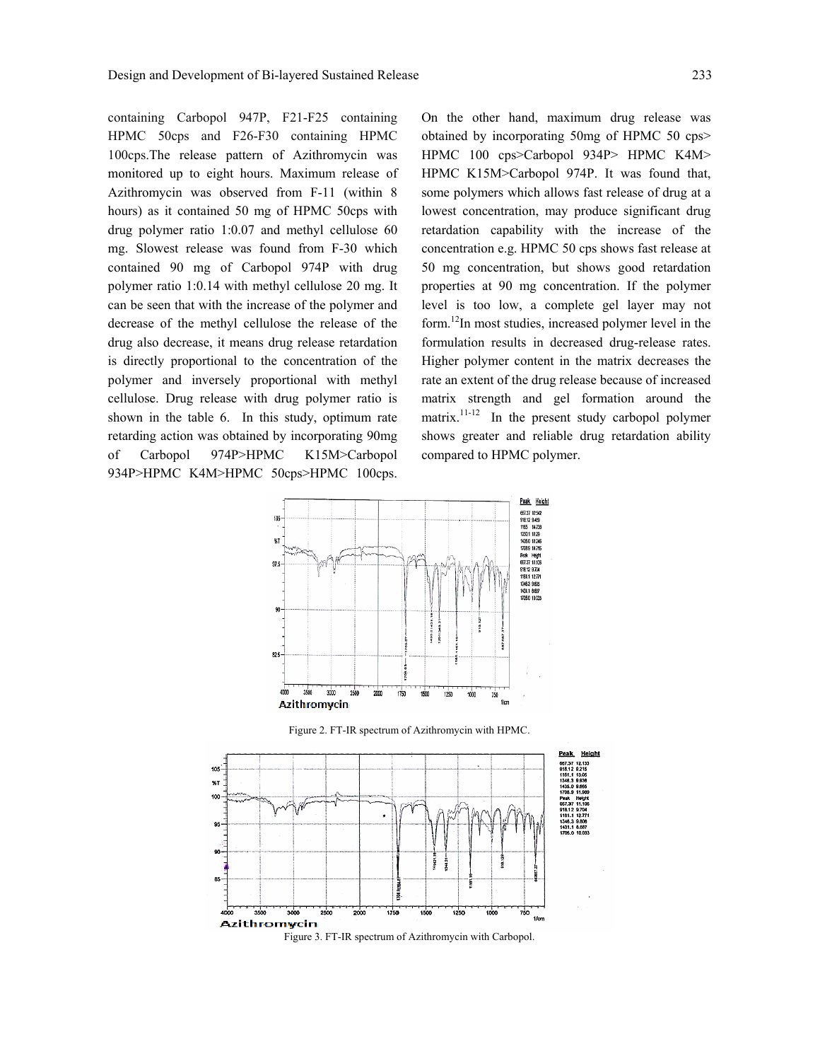containing Carbopol 947P, F21-F25 containing HPMC 50cps and F26-F30 containing HPMC 100cps.The release pattern of Azithromycin was monitored up to eight hours. Maximum release of Azithromycin was observed from F-11 (within 8 hours) as it contained 50 mg of HPMC 50cps with drug polymer ratio 1:0.07 and methyl cellulose 60 mg. Slowest release was found from F-30 which contained 90 mg of Carbopol 974P with drug polymer ratio 1:0.14 with methyl cellulose 20 mg. It can be seen that with the increase of the polymer and decrease of the methyl cellulose the release of the drug also decrease, it means drug release retardation is directly proportional to the concentration of the polymer and inversely proportional with methyl cellulose. Drug release with drug polymer ratio is shown in the table 6. In this study, optimum rate retarding action was obtained by incorporating 90mg of Carbopol 974P>HPMC K15M>Carbopol 934P>HPMC K4M>HPMC 50cps>HPMC 100cps. On the other hand, maximum drug release was obtained by incorporating 50mg of HPMC 50 cps> HPMC 100 cps>Carbopol 934P> HPMC K4M> HPMC K15M>Carbopol 974P. It was found that, some polymers which allows fast release of drug at a lowest concentration, may produce significant drug retardation capability with the increase of the concentration e.g. HPMC 50 cps shows fast release at 50 mg concentration, but shows good retardation properties at 90 mg concentration. If the polymer level is too low, a complete gel layer may not form.[12] In most studies, increased polymer level in the formulation results in decreased drug-release rates. Higher polymer content in the matrix decreases the rate an extent of the drug release because of increased matrix strength and gel formation around the matrix.[11-12] In the present study carbopol polymer shows greater and reliable drug retardation ability compared to HPMC polymer.

Figure 2. FT-IR spectrum of Azithromycin with HPMC.

Figure 3. FT-IR spectrum of Azithromycin with Carbopol.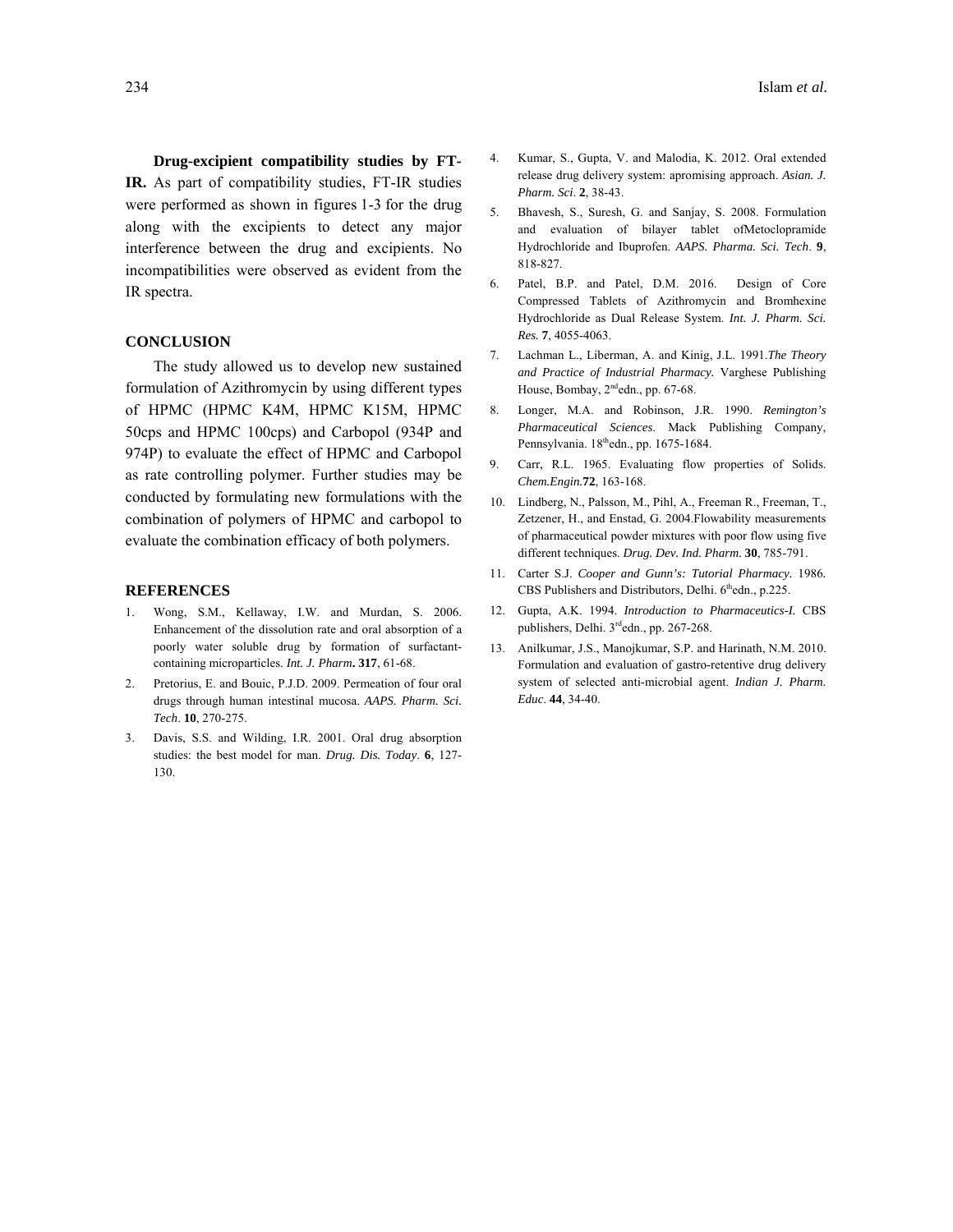**Drug-excipient compatibility studies by FT-IR.** As part of compatibility studies, FT-IR studies were performed as shown in figures 1-3 for the drug along with the excipients to detect any major interference between the drug and excipients. No incompatibilities were observed as evident from the IR spectra.

## CONCLUSION

The study allowed us to develop new sustained formulation of Azithromycin by using different types of HPMC (HPMC K4M, HPMC K15M, HPMC 50cps and HPMC 100cps) and Carbopol (934P and 974P) to evaluate the effect of HPMC and Carbopol as rate controlling polymer. Further studies may be conducted by formulating new formulations with the combination of polymers of HPMC and carbopol to evaluate the combination efficacy of both polymers.

## REFERENCES

1. Wong, S.M., Kellaway, I.W. and Murdan, S. 2006. Enhancement of the dissolution rate and oral absorption of a poorly water soluble drug by formation of surfactant-containing microparticles. *Int. J. Pharm***. 317**, 61-68.
2. Pretorius, E. and Bouic, P.J.D. 2009. Permeation of four oral drugs through human intestinal mucosa. *AAPS. Pharm. Sci. Tech*. **10**, 270-275.
3. Davis, S.S. and Wilding, I.R. 2001. Oral drug absorption studies: the best model for man. *Drug. Dis. Today*. **6**, 127-130.
4. Kumar, S., Gupta, V. and Malodia, K. 2012. Oral extended release drug delivery system: apromising approach. *Asian. J. Pharm. Sci*. **2**, 38-43.
5. Bhavesh, S., Suresh, G. and Sanjay, S. 2008. Formulation and evaluation of bilayer tablet ofMetoclopramide Hydrochloride and Ibuprofen. *AAPS. Pharma. Sci. Tech*. **9**, 818-827.
6. Patel, B.P. and Patel, D.M. 2016. Design of Core Compressed Tablets of Azithromycin and Bromhexine Hydrochloride as Dual Release System. *Int. J. Pharm. Sci. Res.* **7**, 4055-4063.
7. Lachman L., Liberman, A. and Kinig, J.L. 1991.*The Theory and Practice of Industrial Pharmacy.* Varghese Publishing House, Bombay, 2ndedn., pp. 67-68.
8. Longer, M.A. and Robinson, J.R. 1990. *Remington's Pharmaceutical Sciences*. Mack Publishing Company, Pennsylvania. 18thedn., pp. 1675-1684.
9. Carr, R.L. 1965. Evaluating flow properties of Solids. *Chem.Engin.***72**, 163-168.
10. Lindberg, N., Palsson, M., Pihl, A., Freeman R., Freeman, T., Zetzener, H., and Enstad, G. 2004.Flowability measurements of pharmaceutical powder mixtures with poor flow using five different techniques. *Drug. Dev. Ind. Pharm.* **30**, 785-791.
11. Carter S.J. *Cooper and Gunn's: Tutorial Pharmacy.* 1986*.* CBS Publishers and Distributors, Delhi. 6thedn., p.225.
12. Gupta, A.K. 1994. *Introduction to Pharmaceutics-I.* CBS publishers, Delhi. 3rdedn., pp. 267-268.
13. Anilkumar, J.S., Manojkumar, S.P. and Harinath, N.M. 2010. Formulation and evaluation of gastro-retentive drug delivery system of selected anti-microbial agent. *Indian J. Pharm. Educ*. **44**, 34-40.